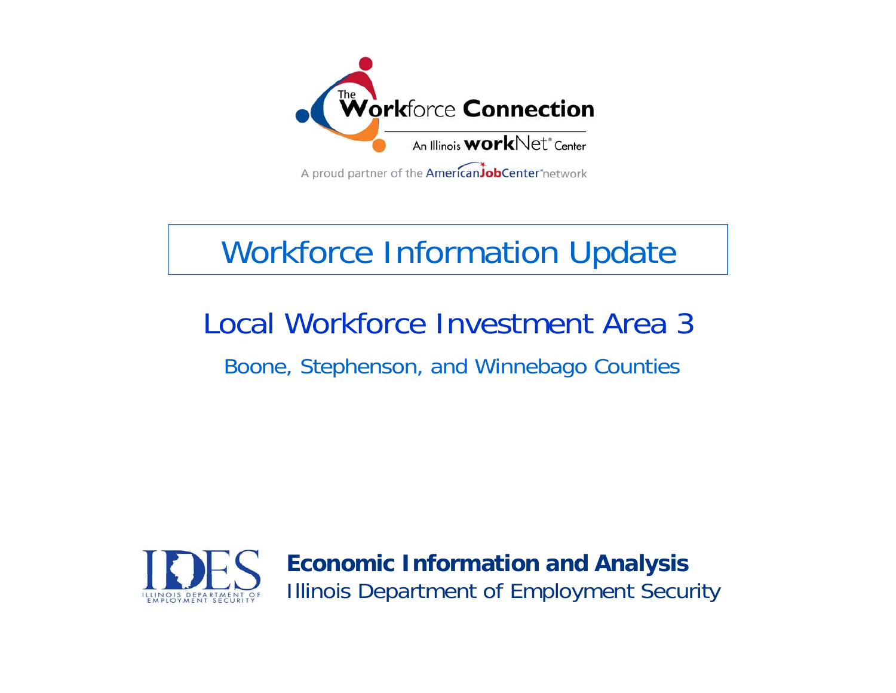The Workforce Connection

An Illinois workNet® Center

A proud partner of the AmericanJobCenter® network

# Workforce Information Update

## Local Workforce Investment Area 3

Boone, Stephenson, and Winnebago Counties

IDES
ILLINOIS DEPARTMENT OF EMPLOYMENT SECURITY

**Economic Information and Analysis**
Illinois Department of Employment Security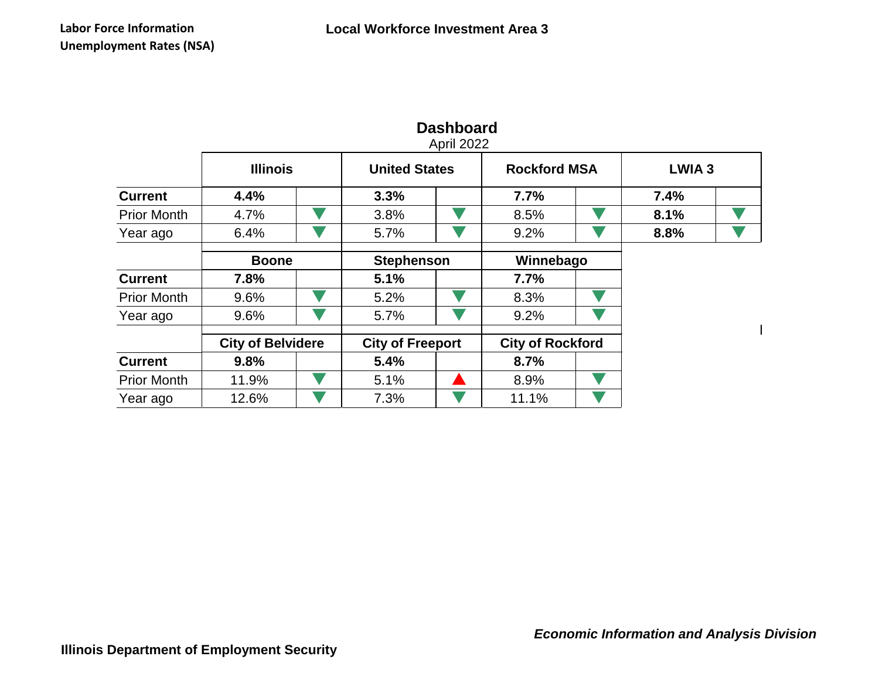Labor Force Information
Unemployment Rates (NSA)

## Local Workforce Investment Area 3

### Dashboard

April 2022

| | Illinois | | United States | | Rockford MSA | | LWIA 3 | |
|---|---|---|---|---|---|---|---|---|
| **Current** | **4.4%** | | **3.3%** | | **7.7%** | | **7.4%** | |
| Prior Month | 4.7% | ▼ | 3.8% | ▼ | 8.5% | ▼ | **8.1%** | ▼ |
| Year ago | 6.4% | ▼ | 5.7% | ▼ | 9.2% | ▼ | **8.8%** | ▼ |

| | Boone | | Stephenson | | Winnebago | |
|---|---|---|---|---|---|---|
| **Current** | **7.8%** | | **5.1%** | | **7.7%** | |
| Prior Month | 9.6% | ▼ | 5.2% | ▼ | 8.3% | ▼ |
| Year ago | 9.6% | ▼ | 5.7% | ▼ | 9.2% | ▼ |

| | City of Belvidere | | City of Freeport | | City of Rockford | |
|---|---|---|---|---|---|---|
| **Current** | **9.8%** | | **5.4%** | | **8.7%** | |
| Prior Month | 11.9% | ▼ | 5.1% | ▲ | 8.9% | ▼ |
| Year ago | 12.6% | ▼ | 7.3% | ▼ | 11.1% | ▼ |

***Economic Information and Analysis Division***

**Illinois Department of Employment Security**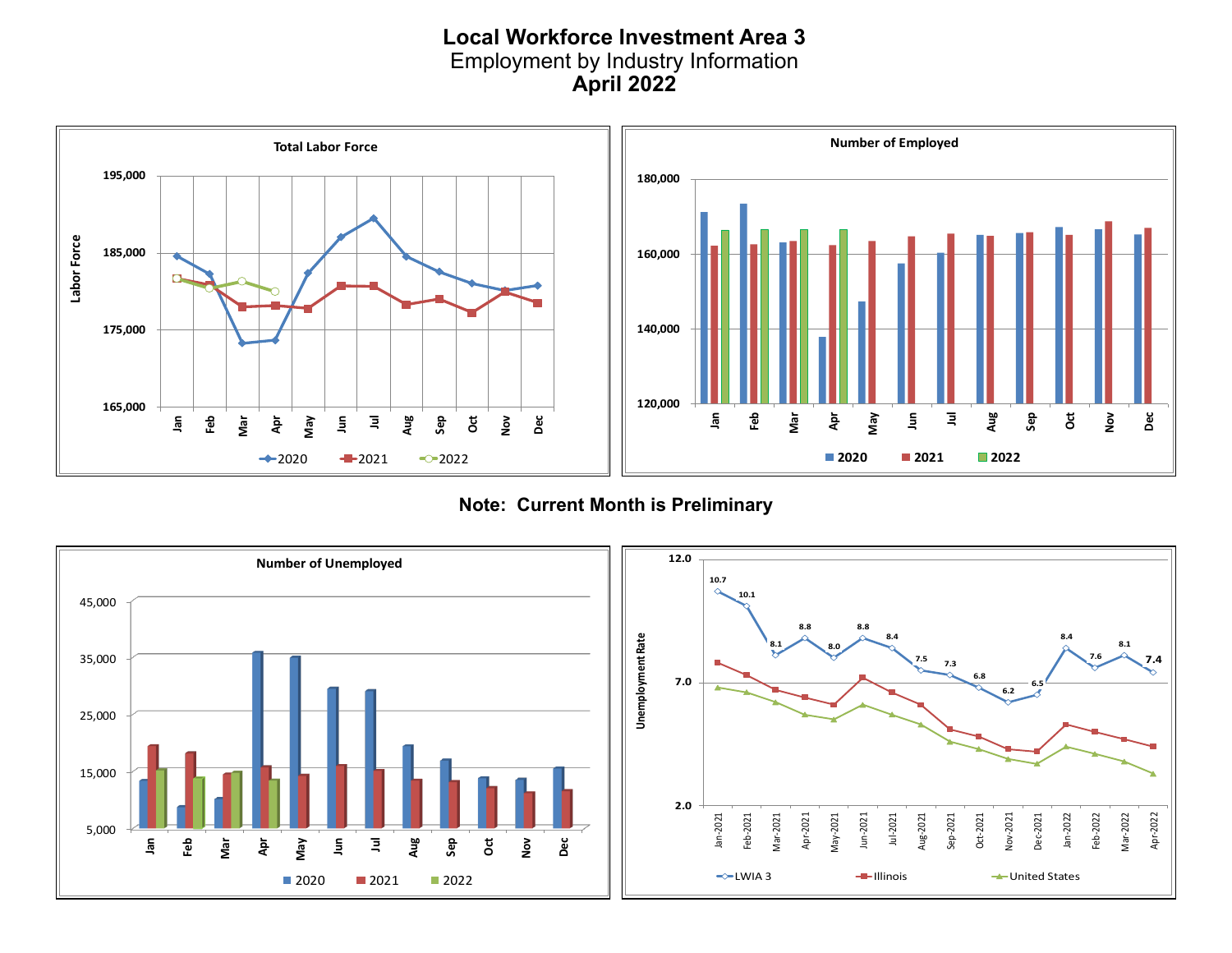# Local Workforce Investment Area 3

## Employment by Industry Information

## April 2022

**Total Labor Force**

Labor Force

195,000
185,000
175,000
165,000

Jan Feb Mar Apr May Jun Jul Aug Sep Oct Nov Dec

2020 2021 2022

**Number of Employed**

180,000
160,000
140,000
120,000

Jan Feb Mar Apr May Jun Jul Aug Sep Oct Nov Dec

2020 2021 2022

**Note: Current Month is Preliminary**

**Number of Unemployed**

45,000
35,000
25,000
15,000
5,000

Jan Feb Mar Apr May Jun Jul Aug Sep Oct Nov Dec

2020 2021 2022

Unemployment Rate

12.0
7.0
2.0

| | Jan-2021 | Feb-2021 | Mar-2021 | Apr-2021 | May-2021 | Jun-2021 | Jul-2021 | Aug-2021 | Sep-2021 | Oct-2021 | Nov-2021 | Dec-2021 | Jan-2022 | Feb-2022 | Mar-2022 | Apr-2022 |
|---|---|---|---|---|---|---|---|---|---|---|---|---|---|---|---|---|
| LWIA 3 | 10.7 | 10.1 | 8.1 | 8.8 | 8.0 | 8.8 | 8.4 | 7.5 | 7.3 | 6.8 | 6.2 | 6.5 | 8.4 | 7.6 | 8.1 | 7.4 |

LWIA 3 Illinois United States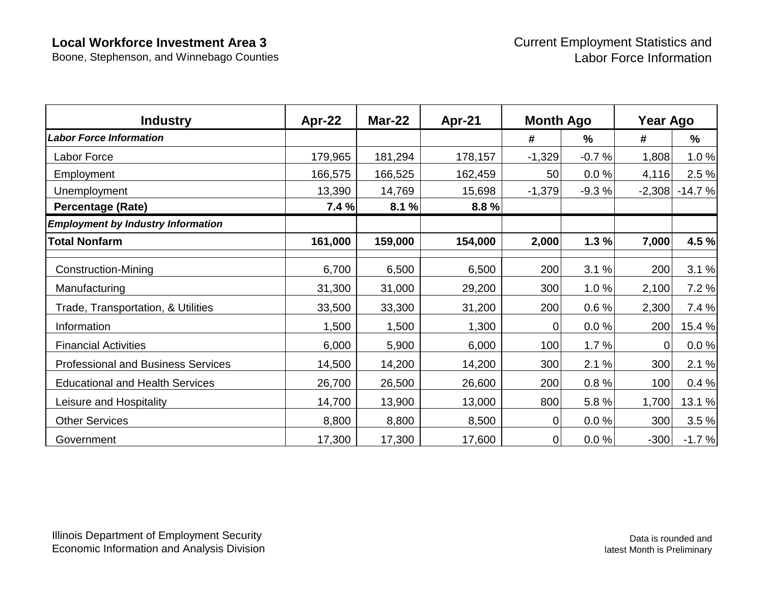**Local Workforce Investment Area 3**
Boone, Stephenson, and Winnebago Counties

Current Employment Statistics and
Labor Force Information

| Industry | Apr-22 | Mar-22 | Apr-21 | Month Ago | | Year Ago | |
|---|---|---|---|---|---|---|---|
| ***Labor Force Information*** | | | | # | % | # | % |
| Labor Force | 179,965 | 181,294 | 178,157 | -1,329 | -0.7 % | 1,808 | 1.0 % |
| Employment | 166,575 | 166,525 | 162,459 | 50 | 0.0 % | 4,116 | 2.5 % |
| Unemployment | 13,390 | 14,769 | 15,698 | -1,379 | -9.3 % | -2,308 | -14.7 % |
| **Percentage (Rate)** | **7.4 %** | **8.1 %** | **8.8 %** | | | | |
| ***Employment by Industry Information*** | | | | | | | |
| **Total Nonfarm** | **161,000** | **159,000** | **154,000** | **2,000** | **1.3 %** | **7,000** | **4.5 %** |
| Construction-Mining | 6,700 | 6,500 | 6,500 | 200 | 3.1 % | 200 | 3.1 % |
| Manufacturing | 31,300 | 31,000 | 29,200 | 300 | 1.0 % | 2,100 | 7.2 % |
| Trade, Transportation, & Utilities | 33,500 | 33,300 | 31,200 | 200 | 0.6 % | 2,300 | 7.4 % |
| Information | 1,500 | 1,500 | 1,300 | 0 | 0.0 % | 200 | 15.4 % |
| Financial Activities | 6,000 | 5,900 | 6,000 | 100 | 1.7 % | 0 | 0.0 % |
| Professional and Business Services | 14,500 | 14,200 | 14,200 | 300 | 2.1 % | 300 | 2.1 % |
| Educational and Health Services | 26,700 | 26,500 | 26,600 | 200 | 0.8 % | 100 | 0.4 % |
| Leisure and Hospitality | 14,700 | 13,900 | 13,000 | 800 | 5.8 % | 1,700 | 13.1 % |
| Other Services | 8,800 | 8,800 | 8,500 | 0 | 0.0 % | 300 | 3.5 % |
| Government | 17,300 | 17,300 | 17,600 | 0 | 0.0 % | -300 | -1.7 % |

Illinois Department of Employment Security
Economic Information and Analysis Division

Data is rounded and
latest Month is Preliminary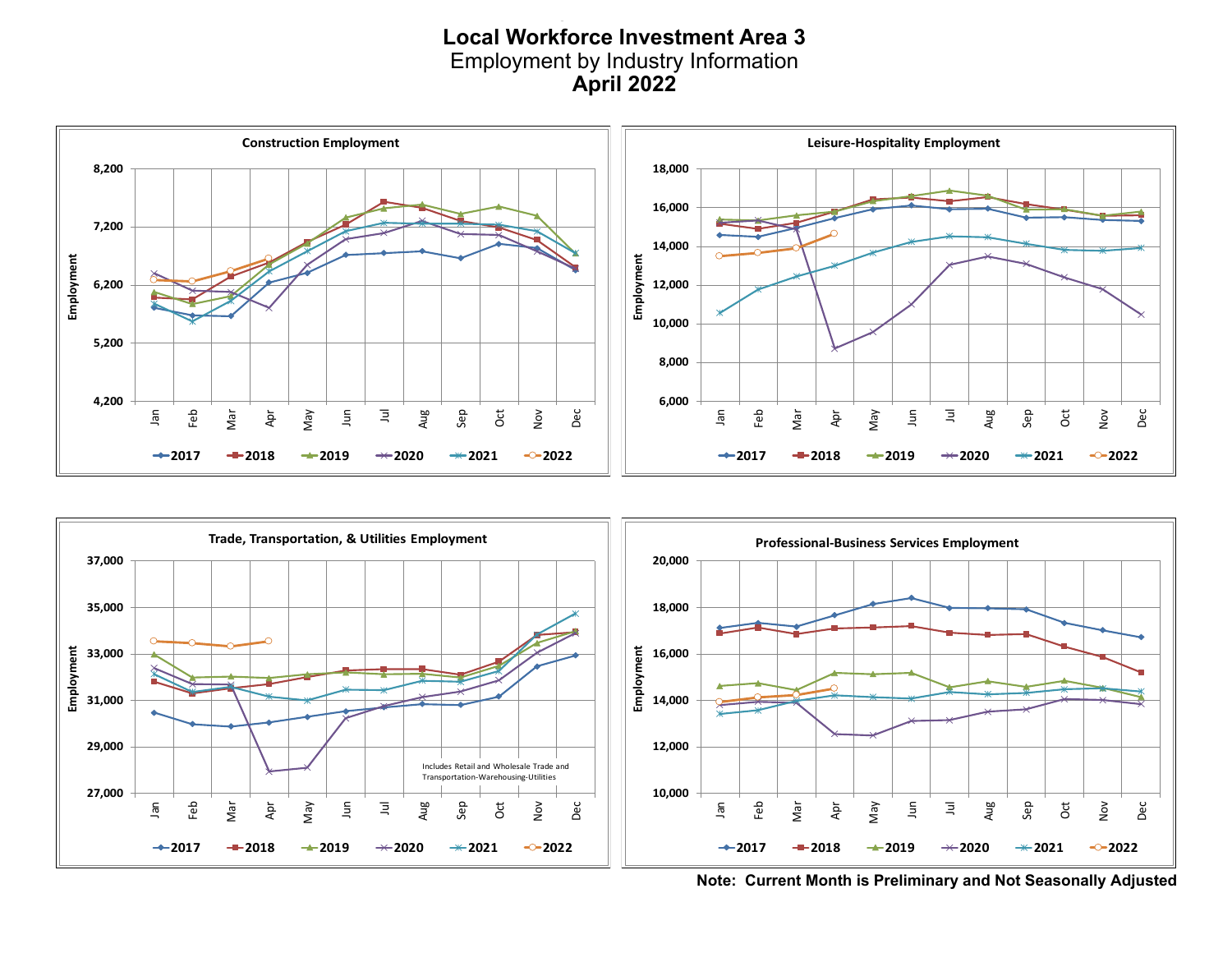# Local Workforce Investment Area 3

## Employment by Industry Information

## April 2022

### Construction Employment

Employment: 4,200 – 8,200

Jan Feb Mar Apr May Jun Jul Aug Sep Oct Nov Dec

2017 2018 2019 2020 2021 2022

### Leisure-Hospitality Employment

Employment: 6,000 – 18,000

Jan Feb Mar Apr May Jun Jul Aug Sep Oct Nov Dec

2017 2018 2019 2020 2021 2022

### Trade, Transportation, & Utilities Employment

Employment: 27,000 – 37,000

Includes Retail and Wholesale Trade and Transportation-Warehousing-Utilities

Jan Feb Mar Apr May Jun Jul Aug Sep Oct Nov Dec

2017 2018 2019 2020 2021 2022

### Professional-Business Services Employment

Employment: 10,000 – 20,000

Jan Feb Mar Apr May Jun Jul Aug Sep Oct Nov Dec

2017 2018 2019 2020 2021 2022

**Note: Current Month is Preliminary and Not Seasonally Adjusted**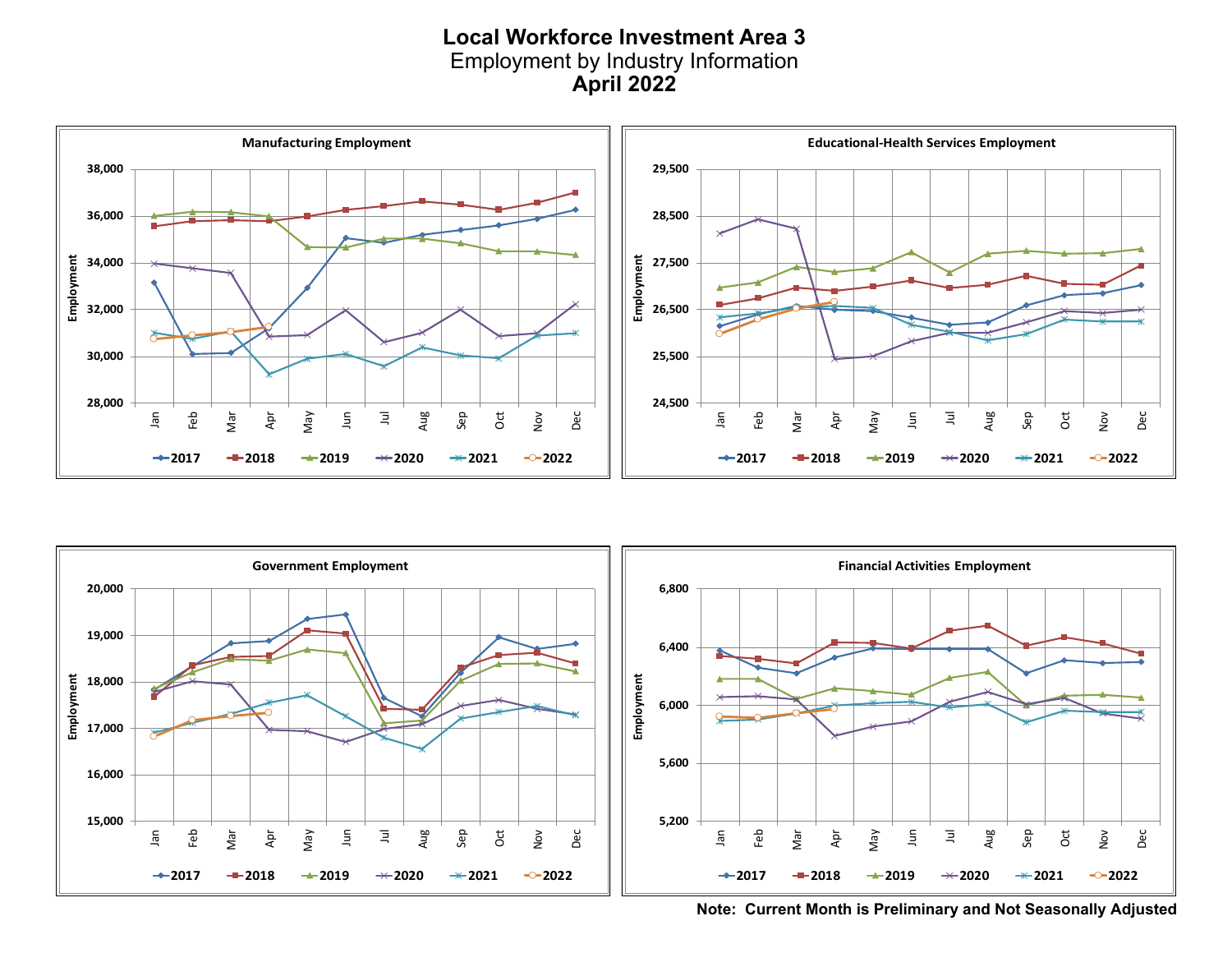# Local Workforce Investment Area 3

## Employment by Industry Information

## April 2022

**Manufacturing Employment**

Employment

38,000
36,000
34,000
32,000
30,000
28,000

Jan Feb Mar Apr May Jun Jul Aug Sep Oct Nov Dec

2017 2018 2019 2020 2021 2022

**Educational-Health Services Employment**

Employment

29,500
28,500
27,500
26,500
25,500
24,500

Jan Feb Mar Apr May Jun Jul Aug Sep Oct Nov Dec

2017 2018 2019 2020 2021 2022

**Government Employment**

Employment

20,000
19,000
18,000
17,000
16,000
15,000

Jan Feb Mar Apr May Jun Jul Aug Sep Oct Nov Dec

2017 2018 2019 2020 2021 2022

**Financial Activities Employment**

Employment

6,800
6,400
6,000
5,600
5,200

Jan Feb Mar Apr May Jun Jul Aug Sep Oct Nov Dec

2017 2018 2019 2020 2021 2022

**Note: Current Month is Preliminary and Not Seasonally Adjusted**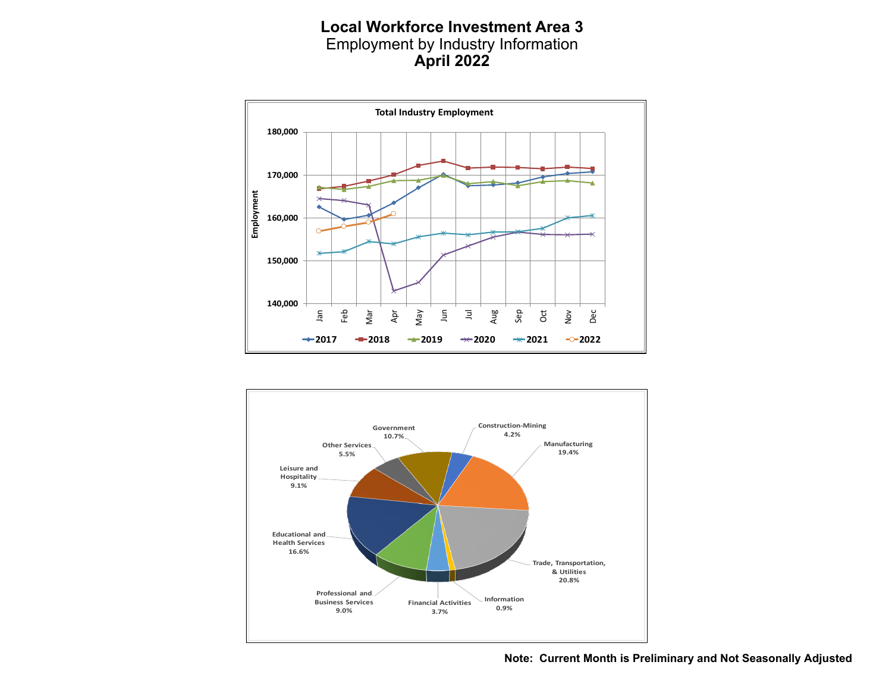# Local Workforce Investment Area 3
## Employment by Industry Information
## April 2022

**Total Industry Employment**

Employment

180,000
170,000
160,000
150,000
140,000

Jan Feb Mar Apr May Jun Jul Aug Sep Oct Nov Dec

2017 2018 2019 2020 2021 2022

Government
10.7%

Construction-Mining
4.2%

Manufacturing
19.4%

Other Services
5.5%

Leisure and Hospitality
9.1%

Educational and Health Services
16.6%

Trade, Transportation, & Utilities
20.8%

Professional and Business Services
9.0%

Financial Activities
3.7%

Information
0.9%

**Note: Current Month is Preliminary and Not Seasonally Adjusted**